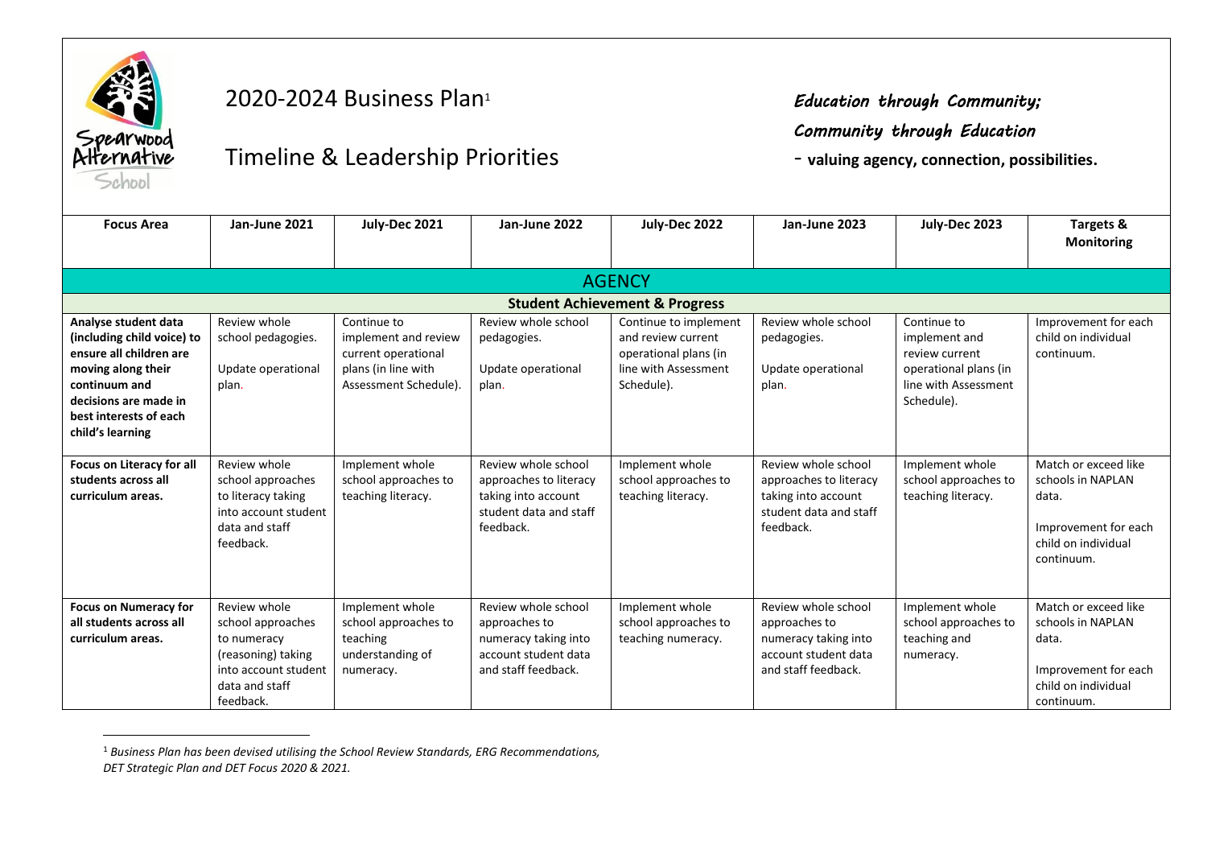# 2020-2024 Business Plan[1]

## Timeline & Leadership Priorities

***Education through Community;***

***Community through Education***

**- valuing agency, connection, possibilities.**

| Focus Area | Jan-June 2021 | July-Dec 2021 | Jan-June 2022 | July-Dec 2022 | Jan-June 2023 | July-Dec 2023 | Targets & Monitoring |
|---|---|---|---|---|---|---|---|
| **AGENCY** | | | | | | | |
| **Student Achievement & Progress** | | | | | | | |
| **Analyse student data (including child voice) to ensure all children are moving along their continuum and decisions are made in best interests of each child's learning** | Review whole school pedagogies.<br><br>Update operational plan. | Continue to implement and review current operational plans (in line with Assessment Schedule). | Review whole school pedagogies.<br><br>Update operational plan. | Continue to implement and review current operational plans (in line with Assessment Schedule). | Review whole school pedagogies.<br><br>Update operational plan. | Continue to implement and review current operational plans (in line with Assessment Schedule). | Improvement for each child on individual continuum. |
| **Focus on Literacy for all students across all curriculum areas.** | Review whole school approaches to literacy taking into account student data and staff feedback. | Implement whole school approaches to teaching literacy. | Review whole school approaches to literacy taking into account student data and staff feedback. | Implement whole school approaches to teaching literacy. | Review whole school approaches to literacy taking into account student data and staff feedback. | Implement whole school approaches to teaching literacy. | Match or exceed like schools in NAPLAN data.<br><br>Improvement for each child on individual continuum. |
| **Focus on Numeracy for all students across all curriculum areas.** | Review whole school approaches to numeracy (reasoning) taking into account student data and staff feedback. | Implement whole school approaches to teaching understanding of numeracy. | Review whole school approaches to numeracy taking into account student data and staff feedback. | Implement whole school approaches to teaching numeracy. | Review whole school approaches to numeracy taking into account student data and staff feedback. | Implement whole school approaches to teaching and numeracy. | Match or exceed like schools in NAPLAN data.<br><br>Improvement for each child on individual continuum. |

[1] *Business Plan has been devised utilising the School Review Standards, ERG Recommendations, DET Strategic Plan and DET Focus 2020 & 2021.*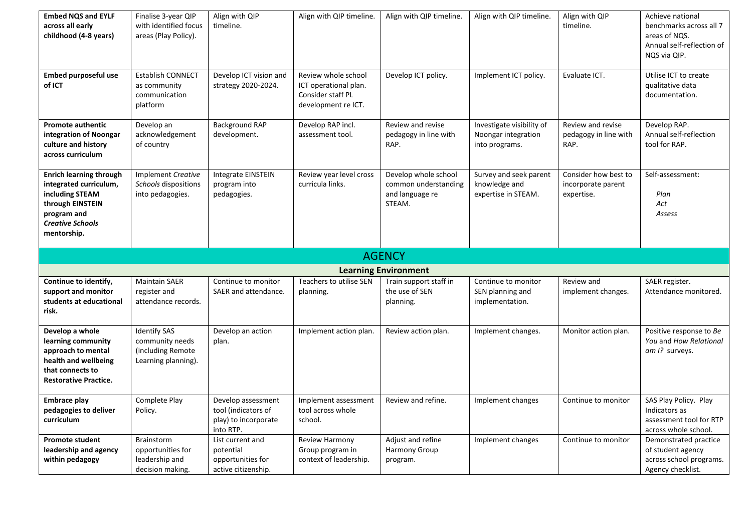| **Embed NQS and EYLF across all early childhood (4-8 years)** | Finalise 3-year QIP with identified focus areas (Play Policy). | Align with QIP timeline. | Align with QIP timeline. | Align with QIP timeline. | Align with QIP timeline. | Align with QIP timeline. | Achieve national benchmarks across all 7 areas of NQS. Annual self-reflection of NQS via QIP. |
|---|---|---|---|---|---|---|---|
| **Embed purposeful use of ICT** | Establish CONNECT as community communication platform | Develop ICT vision and strategy 2020-2024. | Review whole school ICT operational plan. Consider staff PL development re ICT. | Develop ICT policy. | Implement ICT policy. | Evaluate ICT. | Utilise ICT to create qualitative data documentation. |
| **Promote authentic integration of Noongar culture and history across curriculum** | Develop an acknowledgement of country | Background RAP development. | Develop RAP incl. assessment tool. | Review and revise pedagogy in line with RAP. | Investigate visibility of Noongar integration into programs. | Review and revise pedagogy in line with RAP. | Develop RAP. Annual self-reflection tool for RAP. |
| **Enrich learning through integrated curriculum, including STEAM through EINSTEIN program and *Creative Schools* mentorship.** | Implement *Creative Schools* dispositions into pedagogies. | Integrate EINSTEIN program into pedagogies. | Review year level cross curricula links. | Develop whole school common understanding and language re STEAM. | Survey and seek parent knowledge and expertise in STEAM. | Consider how best to incorporate parent expertise. | Self-assessment: *Plan* *Act* *Assess* |
| **AGENCY** | | | | | | | |
| **Learning Environment** | | | | | | | |
| **Continue to identify, support and monitor students at educational risk.** | Maintain SAER register and attendance records. | Continue to monitor SAER and attendance. | Teachers to utilise SEN planning. | Train support staff in the use of SEN planning. | Continue to monitor SEN planning and implementation. | Review and implement changes. | SAER register. Attendance monitored. |
| **Develop a whole learning community approach to mental health and wellbeing that connects to Restorative Practice.** | Identify SAS community needs (including Remote Learning planning). | Develop an action plan. | Implement action plan. | Review action plan. | Implement changes. | Monitor action plan. | Positive response to *Be You* and *How Relational am I?* surveys. |
| **Embrace play pedagogies to deliver curriculum** | Complete Play Policy. | Develop assessment tool (indicators of play) to incorporate into RTP. | Implement assessment tool across whole school. | Review and refine. | Implement changes | Continue to monitor | SAS Play Policy. Play Indicators as assessment tool for RTP across whole school. |
| **Promote student leadership and agency within pedagogy** | Brainstorm opportunities for leadership and decision making. | List current and potential opportunities for active citizenship. | Review Harmony Group program in context of leadership. | Adjust and refine Harmony Group program. | Implement changes | Continue to monitor | Demonstrated practice of student agency across school programs. Agency checklist. |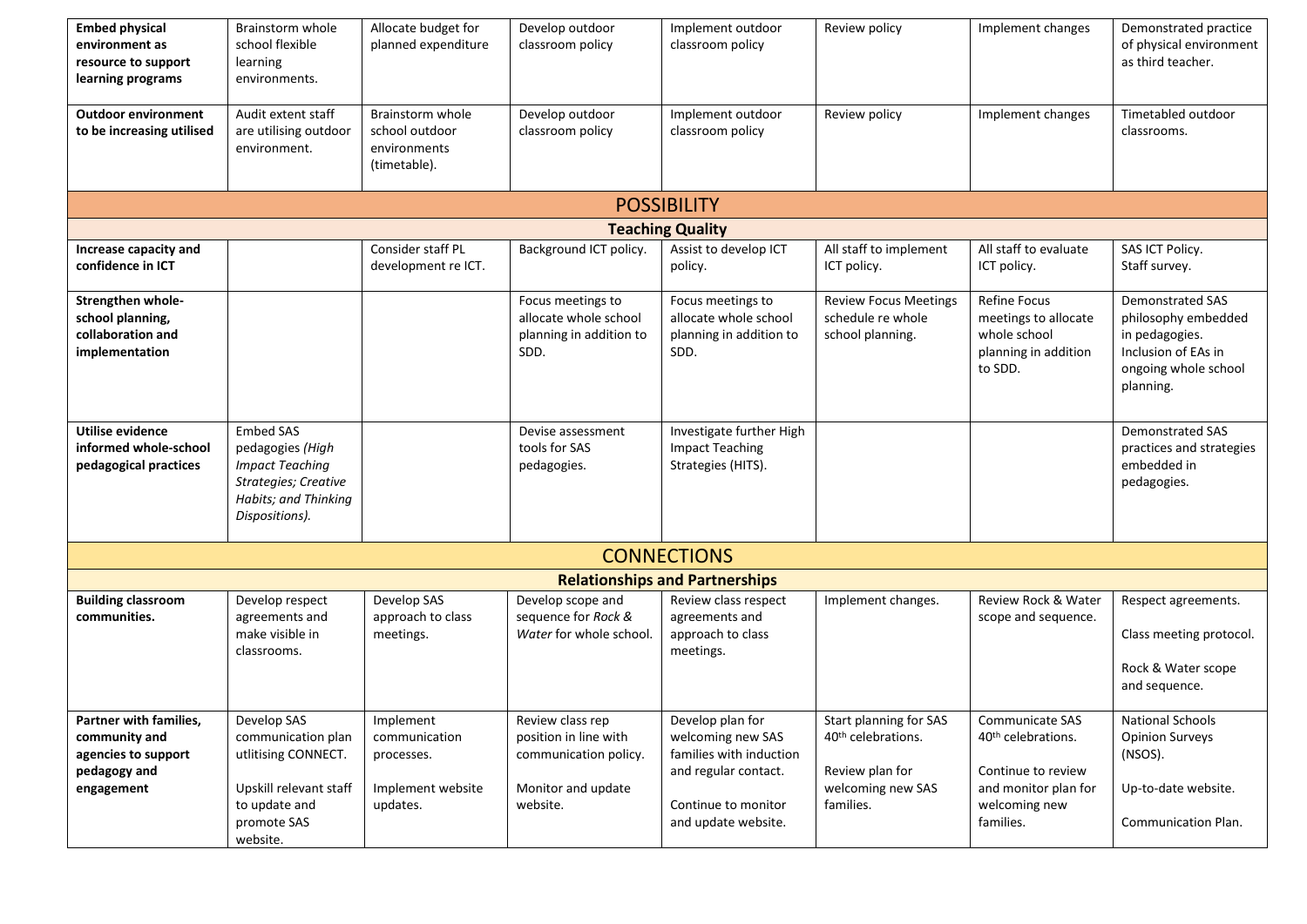| | | | | | | | |
|---|---|---|---|---|---|---|---|
| **Embed physical environment as resource to support learning programs** | Brainstorm whole school flexible learning environments. | Allocate budget for planned expenditure | Develop outdoor classroom policy | Implement outdoor classroom policy | Review policy | Implement changes | Demonstrated practice of physical environment as third teacher. |
| **Outdoor environment to be increasing utilised** | Audit extent staff are utilising outdoor environment. | Brainstorm whole school outdoor environments (timetable). | Develop outdoor classroom policy | Implement outdoor classroom policy | Review policy | Implement changes | Timetabled outdoor classrooms. |
| **POSSIBILITY** | | | | | | | |
| **Teaching Quality** | | | | | | | |
| **Increase capacity and confidence in ICT** | | Consider staff PL development re ICT. | Background ICT policy. | Assist to develop ICT policy. | All staff to implement ICT policy. | All staff to evaluate ICT policy. | SAS ICT Policy. Staff survey. |
| **Strengthen whole-school planning, collaboration and implementation** | | | Focus meetings to allocate whole school planning in addition to SDD. | Focus meetings to allocate whole school planning in addition to SDD. | Review Focus Meetings schedule re whole school planning. | Refine Focus meetings to allocate whole school planning in addition to SDD. | Demonstrated SAS philosophy embedded in pedagogies. Inclusion of EAs in ongoing whole school planning. |
| **Utilise evidence informed whole-school pedagogical practices** | Embed SAS pedagogies *(High Impact Teaching Strategies; Creative Habits; and Thinking Dispositions).* | | Devise assessment tools for SAS pedagogies. | Investigate further High Impact Teaching Strategies (HITS). | | | Demonstrated SAS practices and strategies embedded in pedagogies. |
| **CONNECTIONS** | | | | | | | |
| **Relationships and Partnerships** | | | | | | | |
| **Building classroom communities.** | Develop respect agreements and make visible in classrooms. | Develop SAS approach to class meetings. | Develop scope and sequence for *Rock & Water* for whole school. | Review class respect agreements and approach to class meetings. | Implement changes. | Review Rock & Water scope and sequence. | Respect agreements.<br><br>Class meeting protocol.<br><br>Rock & Water scope and sequence. |
| **Partner with families, community and agencies to support pedagogy and engagement** | Develop SAS communication plan utlitising CONNECT.<br><br>Upskill relevant staff to update and promote SAS website. | Implement communication processes.<br><br>Implement website updates. | Review class rep position in line with communication policy.<br><br>Monitor and update website. | Develop plan for welcoming new SAS families with induction and regular contact.<br><br>Continue to monitor and update website. | Start planning for SAS 40th celebrations.<br><br>Review plan for welcoming new SAS families. | Communicate SAS 40th celebrations.<br><br>Continue to review and monitor plan for welcoming new families. | National Schools Opinion Surveys (NSOS).<br><br>Up-to-date website.<br><br>Communication Plan. |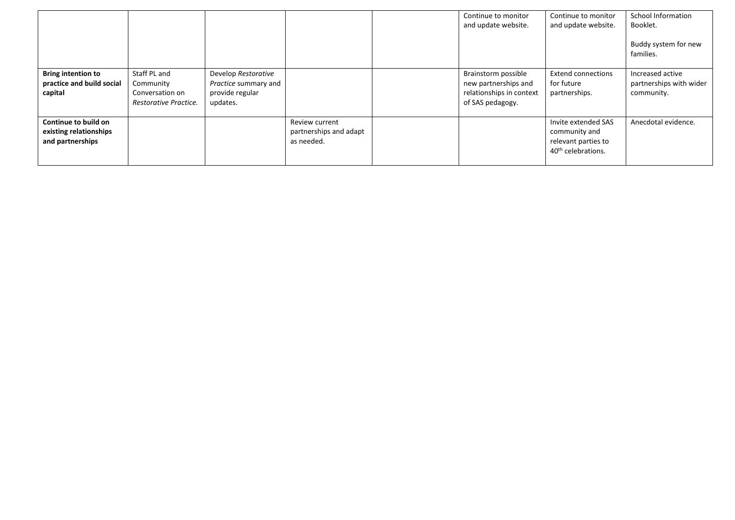| | | | | | | | |
|---|---|---|---|---|---|---|---|
| | | | | | Continue to monitor and update website. | Continue to monitor and update website. | School Information Booklet.<br><br>Buddy system for new families. |
| **Bring intention to practice and build social capital** | Staff PL and Community Conversation on *Restorative Practice.* | Develop *Restorative Practice* summary and provide regular updates. | | | Brainstorm possible new partnerships and relationships in context of SAS pedagogy. | Extend connections for future partnerships. | Increased active partnerships with wider community. |
| **Continue to build on existing relationships and partnerships** | | | Review current partnerships and adapt as needed. | | | Invite extended SAS community and relevant parties to 40th celebrations. | Anecdotal evidence. |